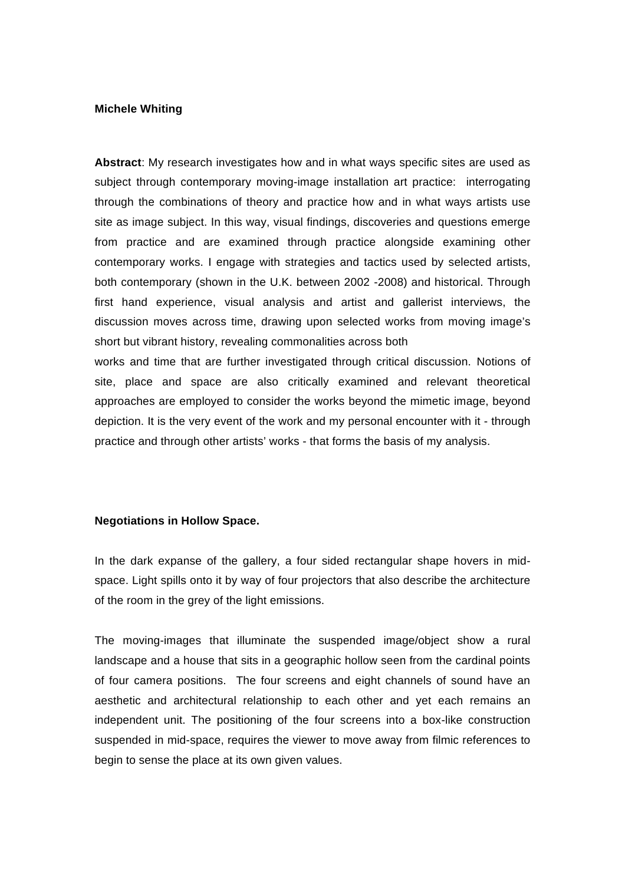**Michele Whiting**

**Abstract**: My research investigates how and in what ways specific sites are used as subject through contemporary moving-image installation art practice: interrogating through the combinations of theory and practice how and in what ways artists use site as image subject. In this way, visual findings, discoveries and questions emerge from practice and are examined through practice alongside examining other contemporary works. I engage with strategies and tactics used by selected artists, both contemporary (shown in the U.K. between 2002 -2008) and historical. Through first hand experience, visual analysis and artist and gallerist interviews, the discussion moves across time, drawing upon selected works from moving image's short but vibrant history, revealing commonalities across both works and time that are further investigated through critical discussion. Notions of site, place and space are also critically examined and relevant theoretical approaches are employed to consider the works beyond the mimetic image, beyond depiction. It is the very event of the work and my personal encounter with it - through practice and through other artists' works - that forms the basis of my analysis.

## Negotiations in Hollow Space.

In the dark expanse of the gallery, a four sided rectangular shape hovers in mid-space. Light spills onto it by way of four projectors that also describe the architecture of the room in the grey of the light emissions.

The moving-images that illuminate the suspended image/object show a rural landscape and a house that sits in a geographic hollow seen from the cardinal points of four camera positions. The four screens and eight channels of sound have an aesthetic and architectural relationship to each other and yet each remains an independent unit. The positioning of the four screens into a box-like construction suspended in mid-space, requires the viewer to move away from filmic references to begin to sense the place at its own given values.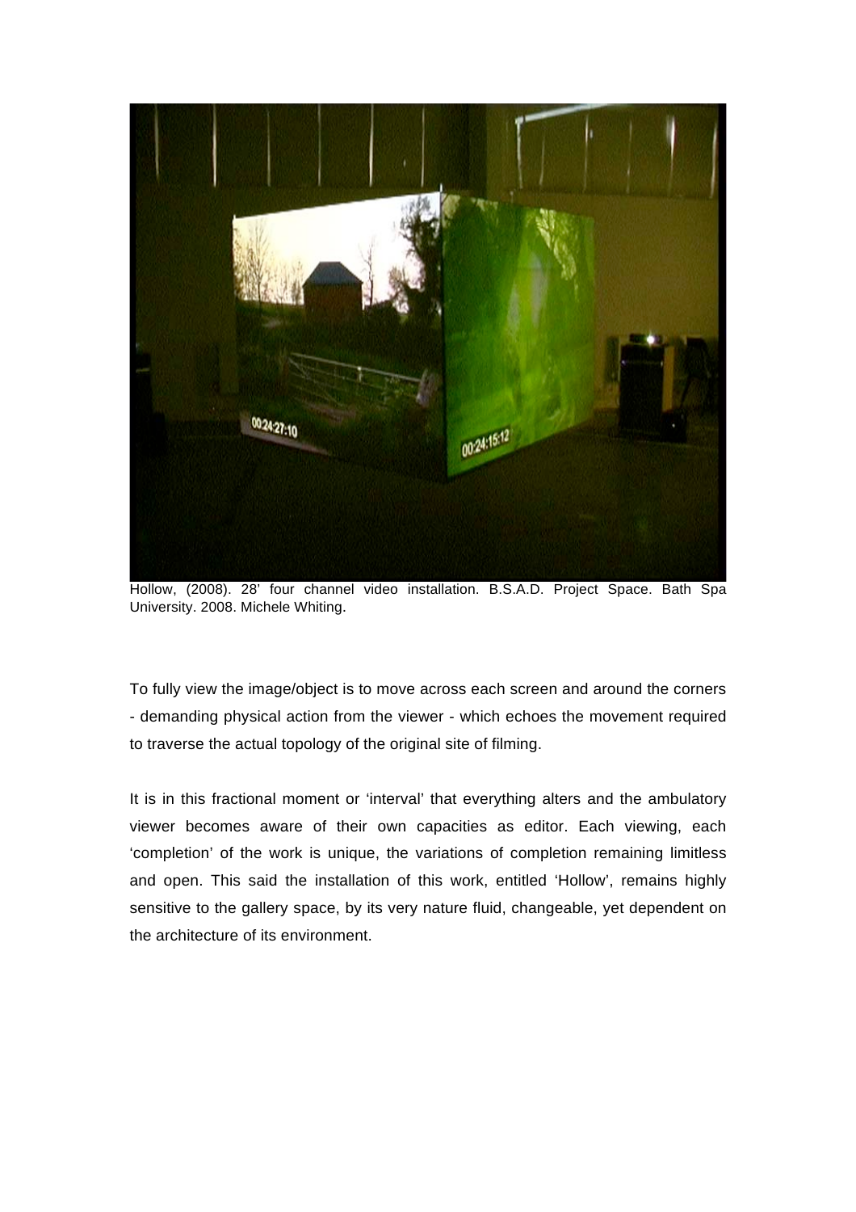Hollow, (2008). 28' four channel video installation. B.S.A.D. Project Space. Bath Spa University. 2008. Michele Whiting.

To fully view the image/object is to move across each screen and around the corners - demanding physical action from the viewer - which echoes the movement required to traverse the actual topology of the original site of filming.

It is in this fractional moment or 'interval' that everything alters and the ambulatory viewer becomes aware of their own capacities as editor. Each viewing, each 'completion' of the work is unique, the variations of completion remaining limitless and open. This said the installation of this work, entitled 'Hollow', remains highly sensitive to the gallery space, by its very nature fluid, changeable, yet dependent on the architecture of its environment.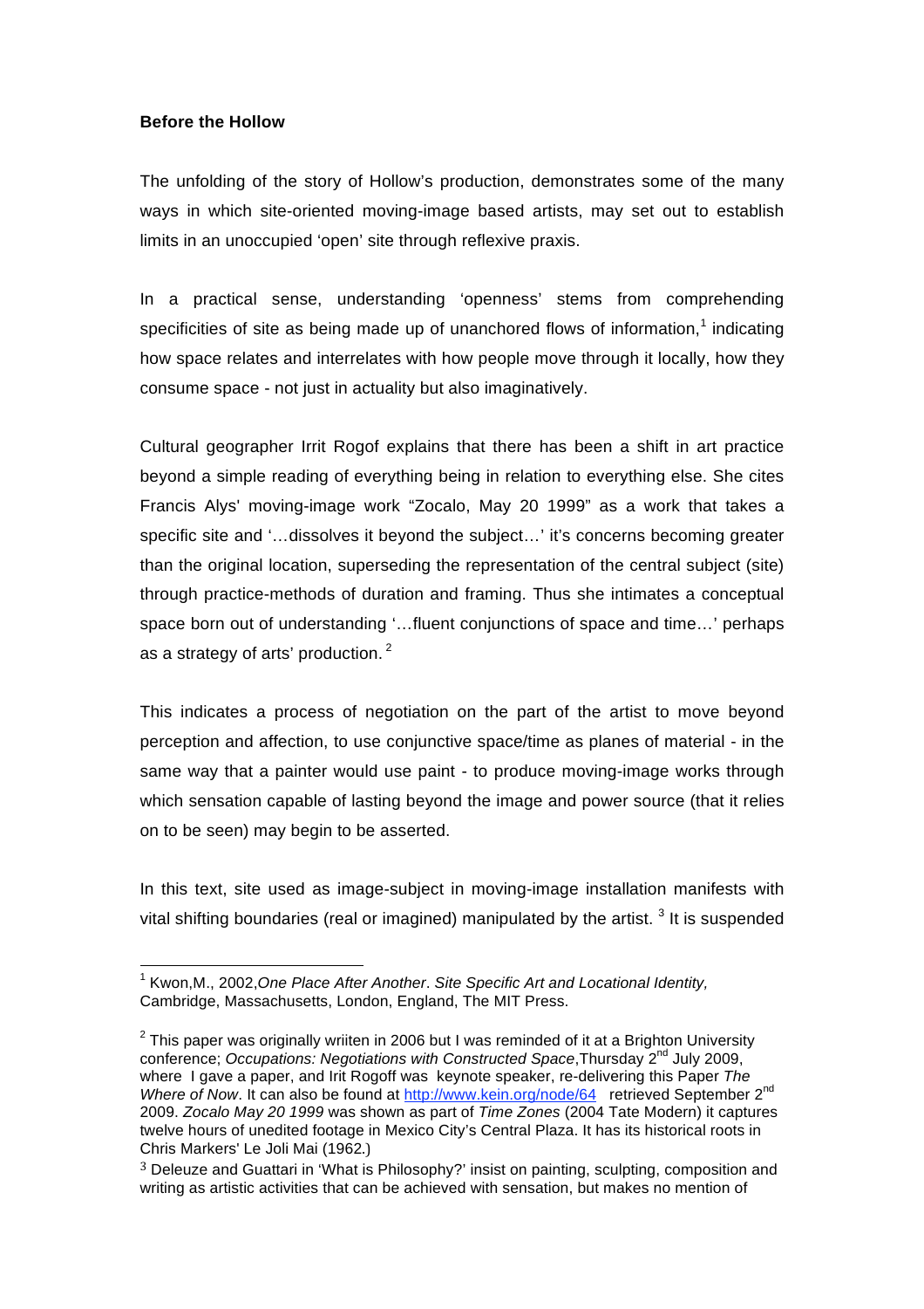**Before the Hollow**

The unfolding of the story of Hollow's production, demonstrates some of the many ways in which site-oriented moving-image based artists, may set out to establish limits in an unoccupied 'open' site through reflexive praxis.

In a practical sense, understanding 'openness' stems from comprehending specificities of site as being made up of unanchored flows of information,[1] indicating how space relates and interrelates with how people move through it locally, how they consume space - not just in actuality but also imaginatively.

Cultural geographer Irrit Rogof explains that there has been a shift in art practice beyond a simple reading of everything being in relation to everything else. She cites Francis Alys' moving-image work "Zocalo, May 20 1999" as a work that takes a specific site and '…dissolves it beyond the subject…' it's concerns becoming greater than the original location, superseding the representation of the central subject (site) through practice-methods of duration and framing. Thus she intimates a conceptual space born out of understanding '…fluent conjunctions of space and time…' perhaps as a strategy of arts' production. [2]

This indicates a process of negotiation on the part of the artist to move beyond perception and affection, to use conjunctive space/time as planes of material - in the same way that a painter would use paint - to produce moving-image works through which sensation capable of lasting beyond the image and power source (that it relies on to be seen) may begin to be asserted.

In this text, site used as image-subject in moving-image installation manifests with vital shifting boundaries (real or imagined) manipulated by the artist. [3] It is suspended

---

[1] Kwon,M., 2002,*One Place After Another*. *Site Specific Art and Locational Identity,* Cambridge, Massachusetts, London, England, The MIT Press.

[2] This paper was originally wriiten in 2006 but I was reminded of it at a Brighton University conference; *Occupations: Negotiations with Constructed Space*,Thursday 2nd July 2009, where I gave a paper, and Irit Rogoff was keynote speaker, re-delivering this Paper *The Where of Now*. It can also be found at http://www.kein.org/node/64 retrieved September 2nd 2009. *Zocalo May 20 1999* was shown as part of *Time Zones* (2004 Tate Modern) it captures twelve hours of unedited footage in Mexico City's Central Plaza. It has its historical roots in Chris Markers' Le Joli Mai (1962.)

[3] Deleuze and Guattari in 'What is Philosophy?' insist on painting, sculpting, composition and writing as artistic activities that can be achieved with sensation, but makes no mention of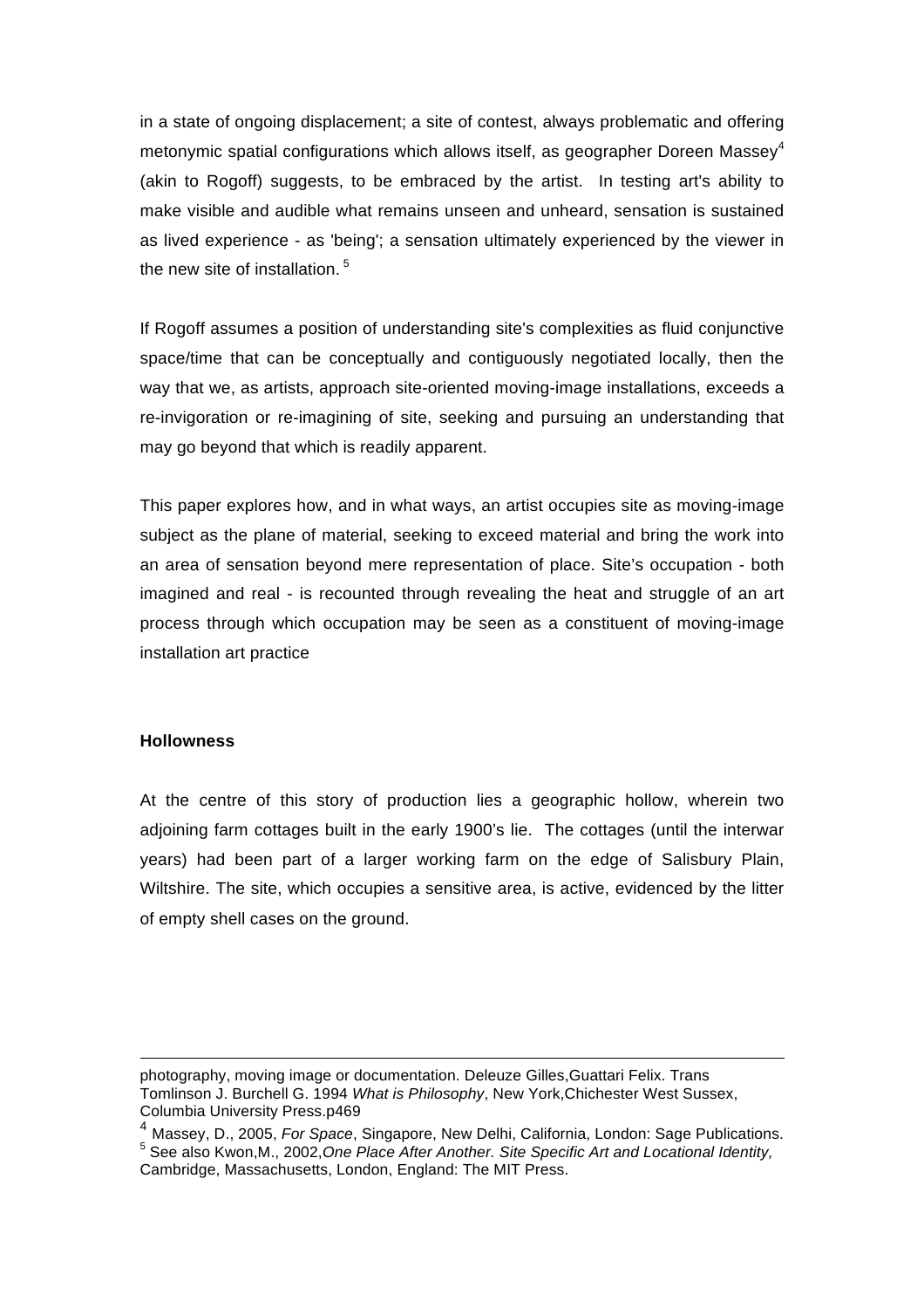in a state of ongoing displacement; a site of contest, always problematic and offering metonymic spatial configurations which allows itself, as geographer Doreen Massey[4] (akin to Rogoff) suggests, to be embraced by the artist. In testing art's ability to make visible and audible what remains unseen and unheard, sensation is sustained as lived experience - as 'being'; a sensation ultimately experienced by the viewer in the new site of installation.[5]

If Rogoff assumes a position of understanding site's complexities as fluid conjunctive space/time that can be conceptually and contiguously negotiated locally, then the way that we, as artists, approach site-oriented moving-image installations, exceeds a re-invigoration or re-imagining of site, seeking and pursuing an understanding that may go beyond that which is readily apparent.

This paper explores how, and in what ways, an artist occupies site as moving-image subject as the plane of material, seeking to exceed material and bring the work into an area of sensation beyond mere representation of place. Site's occupation - both imagined and real - is recounted through revealing the heat and struggle of an art process through which occupation may be seen as a constituent of moving-image installation art practice

**Hollowness**

At the centre of this story of production lies a geographic hollow, wherein two adjoining farm cottages built in the early 1900's lie. The cottages (until the interwar years) had been part of a larger working farm on the edge of Salisbury Plain, Wiltshire. The site, which occupies a sensitive area, is active, evidenced by the litter of empty shell cases on the ground.

---

photography, moving image or documentation. Deleuze Gilles,Guattari Felix. Trans Tomlinson J. Burchell G. 1994 *What is Philosophy*, New York,Chichester West Sussex, Columbia University Press.p469

[4] Massey, D., 2005, *For Space*, Singapore, New Delhi, California, London: Sage Publications.

[5] See also Kwon,M., 2002,*One Place After Another. Site Specific Art and Locational Identity,* Cambridge, Massachusetts, London, England: The MIT Press.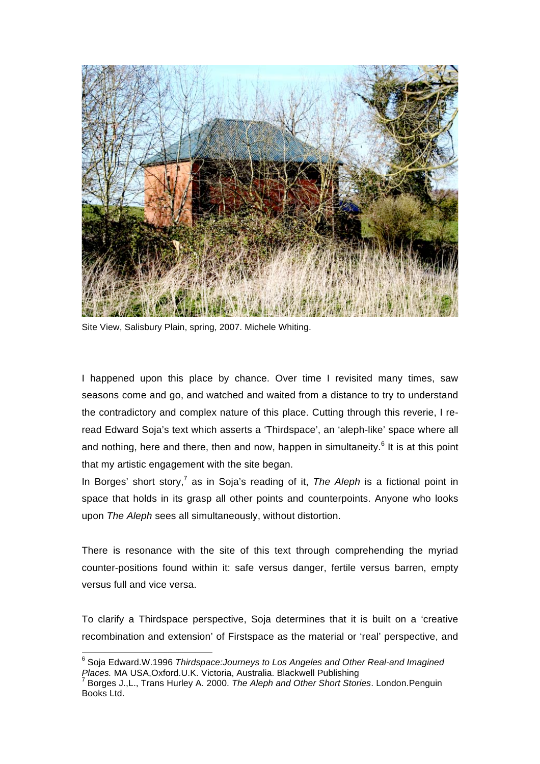Site View, Salisbury Plain, spring, 2007. Michele Whiting.

I happened upon this place by chance. Over time I revisited many times, saw seasons come and go, and watched and waited from a distance to try to understand the contradictory and complex nature of this place. Cutting through this reverie, I re-read Edward Soja's text which asserts a 'Thirdspace', an 'aleph-like' space where all and nothing, here and there, then and now, happen in simultaneity.[6] It is at this point that my artistic engagement with the site began.

In Borges' short story,[7] as in Soja's reading of it, *The Aleph* is a fictional point in space that holds in its grasp all other points and counterpoints. Anyone who looks upon *The Aleph* sees all simultaneously, without distortion.

There is resonance with the site of this text through comprehending the myriad counter-positions found within it: safe versus danger, fertile versus barren, empty versus full and vice versa.

To clarify a Thirdspace perspective, Soja determines that it is built on a 'creative recombination and extension' of Firstspace as the material or 'real' perspective, and

---

[6] Soja Edward.W.1996 *Thirdspace:Journeys to Los Angeles and Other Real-and Imagined Places.* MA USA,Oxford.U.K. Victoria, Australia. Blackwell Publishing

[7] Borges J.,L., Trans Hurley A. 2000. *The Aleph and Other Short Stories*. London.Penguin Books Ltd.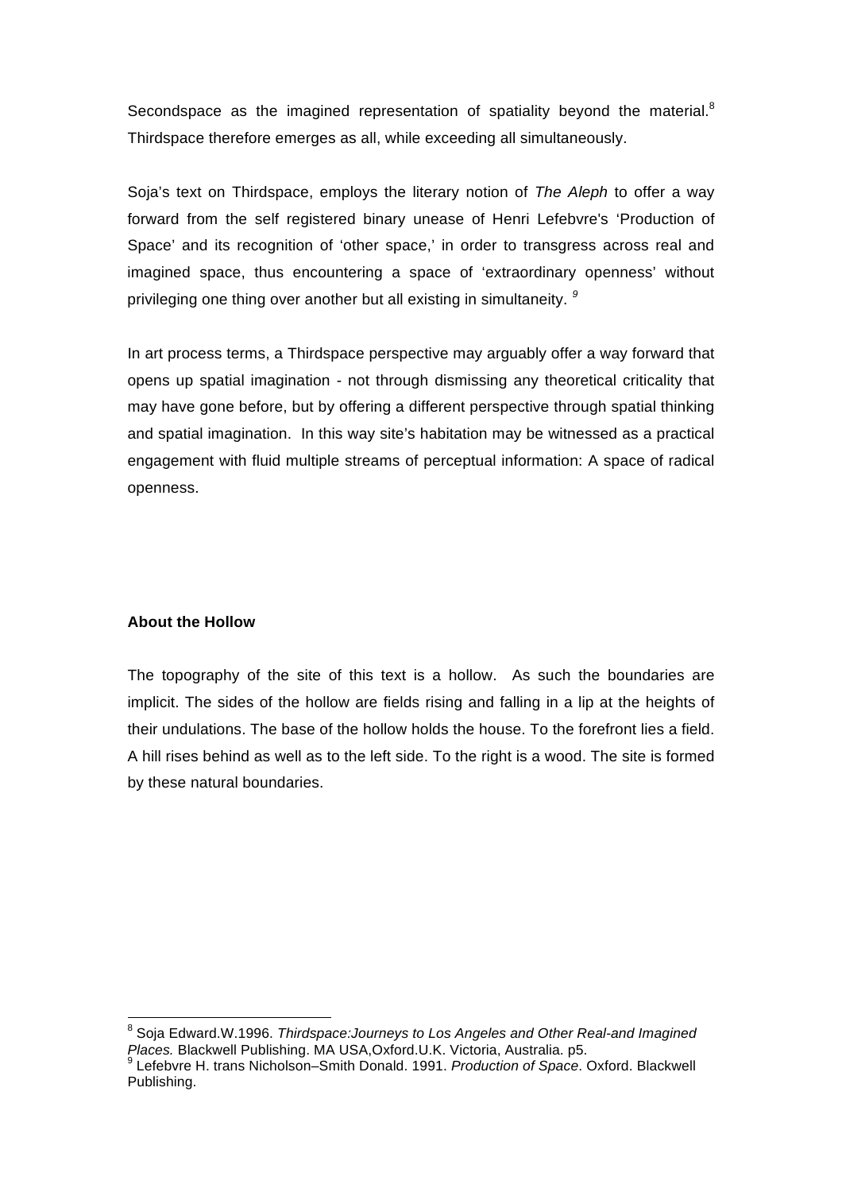Secondspace as the imagined representation of spatiality beyond the material.[8] Thirdspace therefore emerges as all, while exceeding all simultaneously.

Soja's text on Thirdspace, employs the literary notion of *The Aleph* to offer a way forward from the self registered binary unease of Henri Lefebvre's 'Production of Space' and its recognition of 'other space,' in order to transgress across real and imagined space, thus encountering a space of 'extraordinary openness' without privileging one thing over another but all existing in simultaneity. [9]

In art process terms, a Thirdspace perspective may arguably offer a way forward that opens up spatial imagination - not through dismissing any theoretical criticality that may have gone before, but by offering a different perspective through spatial thinking and spatial imagination. In this way site's habitation may be witnessed as a practical engagement with fluid multiple streams of perceptual information: A space of radical openness.

**About the Hollow**

The topography of the site of this text is a hollow. As such the boundaries are implicit. The sides of the hollow are fields rising and falling in a lip at the heights of their undulations. The base of the hollow holds the house. To the forefront lies a field. A hill rises behind as well as to the left side. To the right is a wood. The site is formed by these natural boundaries.

[8] Soja Edward.W.1996. *Thirdspace:Journeys to Los Angeles and Other Real-and Imagined Places.* Blackwell Publishing. MA USA,Oxford.U.K. Victoria, Australia. p5.

[9] Lefebvre H. trans Nicholson–Smith Donald. 1991. *Production of Space*. Oxford. Blackwell Publishing.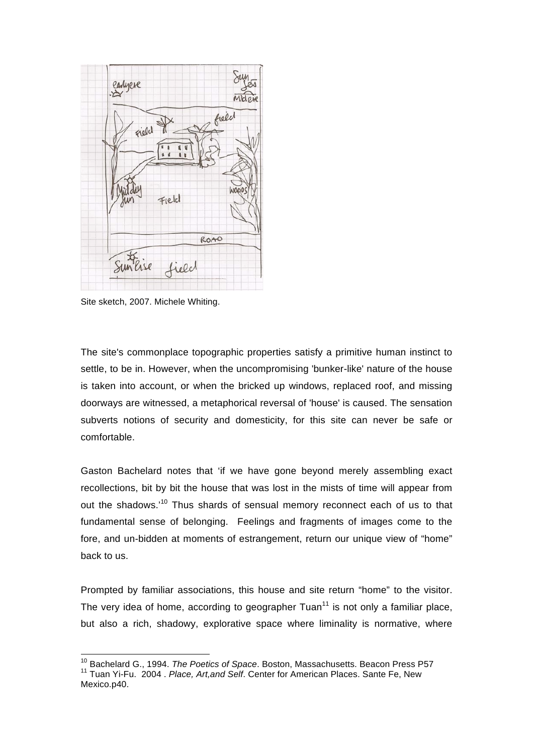Site sketch, 2007. Michele Whiting.

The site's commonplace topographic properties satisfy a primitive human instinct to settle, to be in. However, when the uncompromising 'bunker-like' nature of the house is taken into account, or when the bricked up windows, replaced roof, and missing doorways are witnessed, a metaphorical reversal of 'house' is caused. The sensation subverts notions of security and domesticity, for this site can never be safe or comfortable.

Gaston Bachelard notes that 'if we have gone beyond merely assembling exact recollections, bit by bit the house that was lost in the mists of time will appear from out the shadows.'[10] Thus shards of sensual memory reconnect each of us to that fundamental sense of belonging. Feelings and fragments of images come to the fore, and un-bidden at moments of estrangement, return our unique view of "home" back to us.

Prompted by familiar associations, this house and site return "home" to the visitor. The very idea of home, according to geographer Tuan[11] is not only a familiar place, but also a rich, shadowy, explorative space where liminality is normative, where

[10] Bachelard G., 1994. *The Poetics of Space*. Boston, Massachusetts. Beacon Press P57

[11] Tuan Yi-Fu. 2004 . *Place, Art,and Self*. Center for American Places. Sante Fe, New Mexico.p40.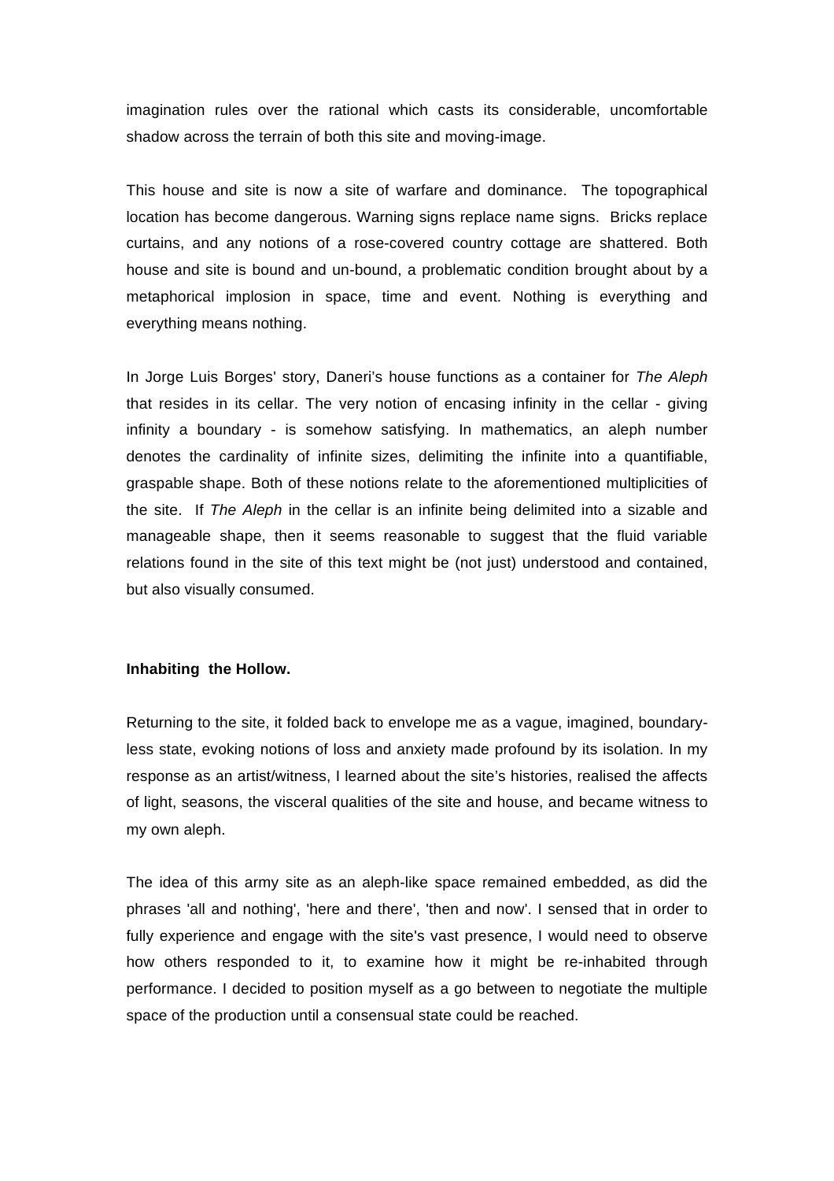imagination rules over the rational which casts its considerable, uncomfortable shadow across the terrain of both this site and moving-image.

This house and site is now a site of warfare and dominance. The topographical location has become dangerous. Warning signs replace name signs. Bricks replace curtains, and any notions of a rose-covered country cottage are shattered. Both house and site is bound and un-bound, a problematic condition brought about by a metaphorical implosion in space, time and event. Nothing is everything and everything means nothing.

In Jorge Luis Borges' story, Daneri's house functions as a container for *The Aleph* that resides in its cellar. The very notion of encasing infinity in the cellar - giving infinity a boundary - is somehow satisfying. In mathematics, an aleph number denotes the cardinality of infinite sizes, delimiting the infinite into a quantifiable, graspable shape. Both of these notions relate to the aforementioned multiplicities of the site. If *The Aleph* in the cellar is an infinite being delimited into a sizable and manageable shape, then it seems reasonable to suggest that the fluid variable relations found in the site of this text might be (not just) understood and contained, but also visually consumed.

**Inhabiting the Hollow.**

Returning to the site, it folded back to envelope me as a vague, imagined, boundary-less state, evoking notions of loss and anxiety made profound by its isolation. In my response as an artist/witness, I learned about the site's histories, realised the affects of light, seasons, the visceral qualities of the site and house, and became witness to my own aleph.

The idea of this army site as an aleph-like space remained embedded, as did the phrases 'all and nothing', 'here and there', 'then and now'. I sensed that in order to fully experience and engage with the site's vast presence, I would need to observe how others responded to it, to examine how it might be re-inhabited through performance. I decided to position myself as a go between to negotiate the multiple space of the production until a consensual state could be reached.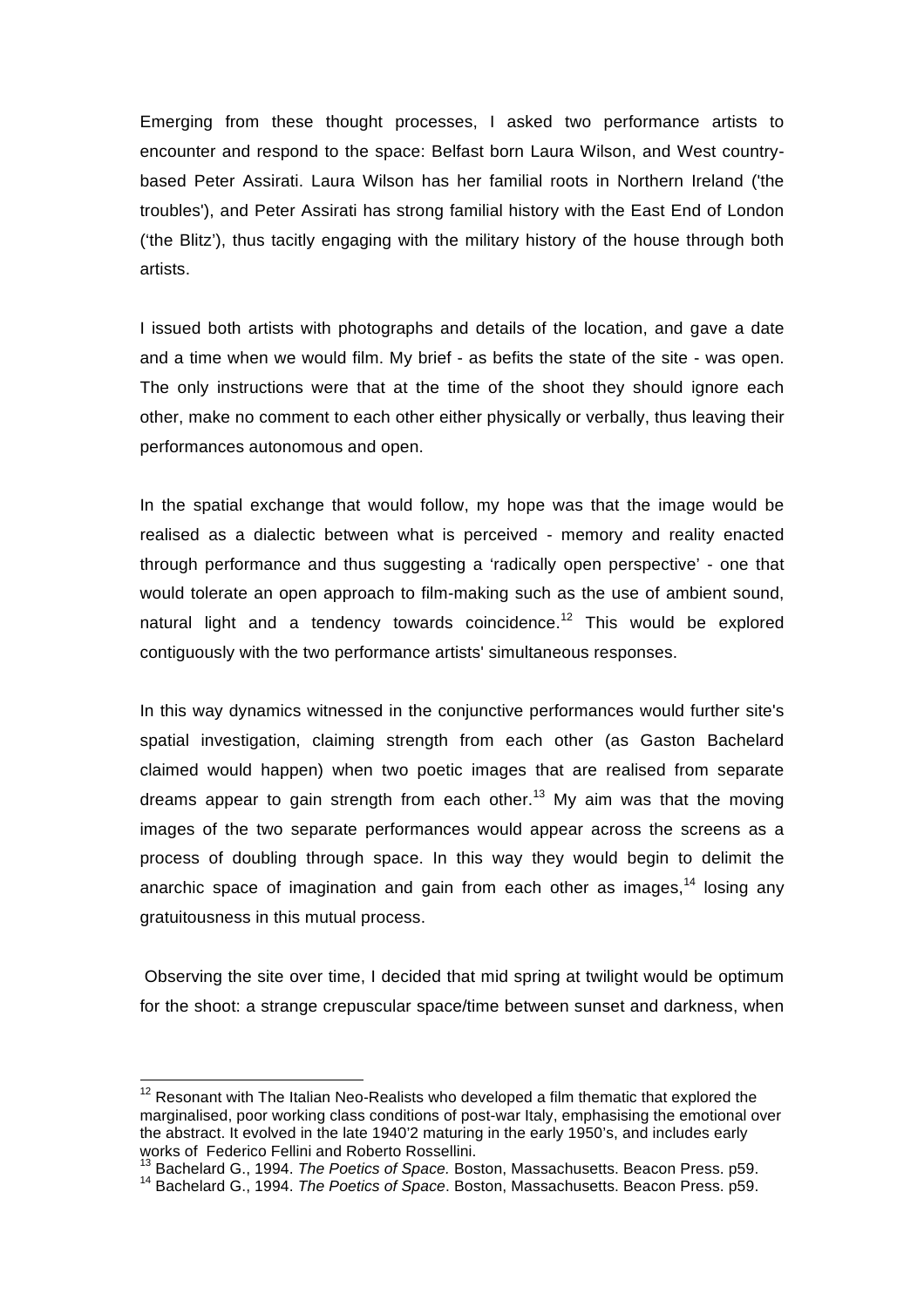Emerging from these thought processes, I asked two performance artists to encounter and respond to the space: Belfast born Laura Wilson, and West country-based Peter Assirati. Laura Wilson has her familial roots in Northern Ireland ('the troubles'), and Peter Assirati has strong familial history with the East End of London ('the Blitz'), thus tacitly engaging with the military history of the house through both artists.

I issued both artists with photographs and details of the location, and gave a date and a time when we would film. My brief - as befits the state of the site - was open. The only instructions were that at the time of the shoot they should ignore each other, make no comment to each other either physically or verbally, thus leaving their performances autonomous and open.

In the spatial exchange that would follow, my hope was that the image would be realised as a dialectic between what is perceived - memory and reality enacted through performance and thus suggesting a 'radically open perspective' - one that would tolerate an open approach to film-making such as the use of ambient sound, natural light and a tendency towards coincidence.[12] This would be explored contiguously with the two performance artists' simultaneous responses.

In this way dynamics witnessed in the conjunctive performances would further site's spatial investigation, claiming strength from each other (as Gaston Bachelard claimed would happen) when two poetic images that are realised from separate dreams appear to gain strength from each other.[13] My aim was that the moving images of the two separate performances would appear across the screens as a process of doubling through space. In this way they would begin to delimit the anarchic space of imagination and gain from each other as images,[14] losing any gratuitousness in this mutual process.

Observing the site over time, I decided that mid spring at twilight would be optimum for the shoot: a strange crepuscular space/time between sunset and darkness, when

---

[12] Resonant with The Italian Neo-Realists who developed a film thematic that explored the marginalised, poor working class conditions of post-war Italy, emphasising the emotional over the abstract. It evolved in the late 1940'2 maturing in the early 1950's, and includes early works of Federico Fellini and Roberto Rossellini.

[13] Bachelard G., 1994. *The Poetics of Space.* Boston, Massachusetts. Beacon Press. p59.

[14] Bachelard G., 1994. *The Poetics of Space*. Boston, Massachusetts. Beacon Press. p59.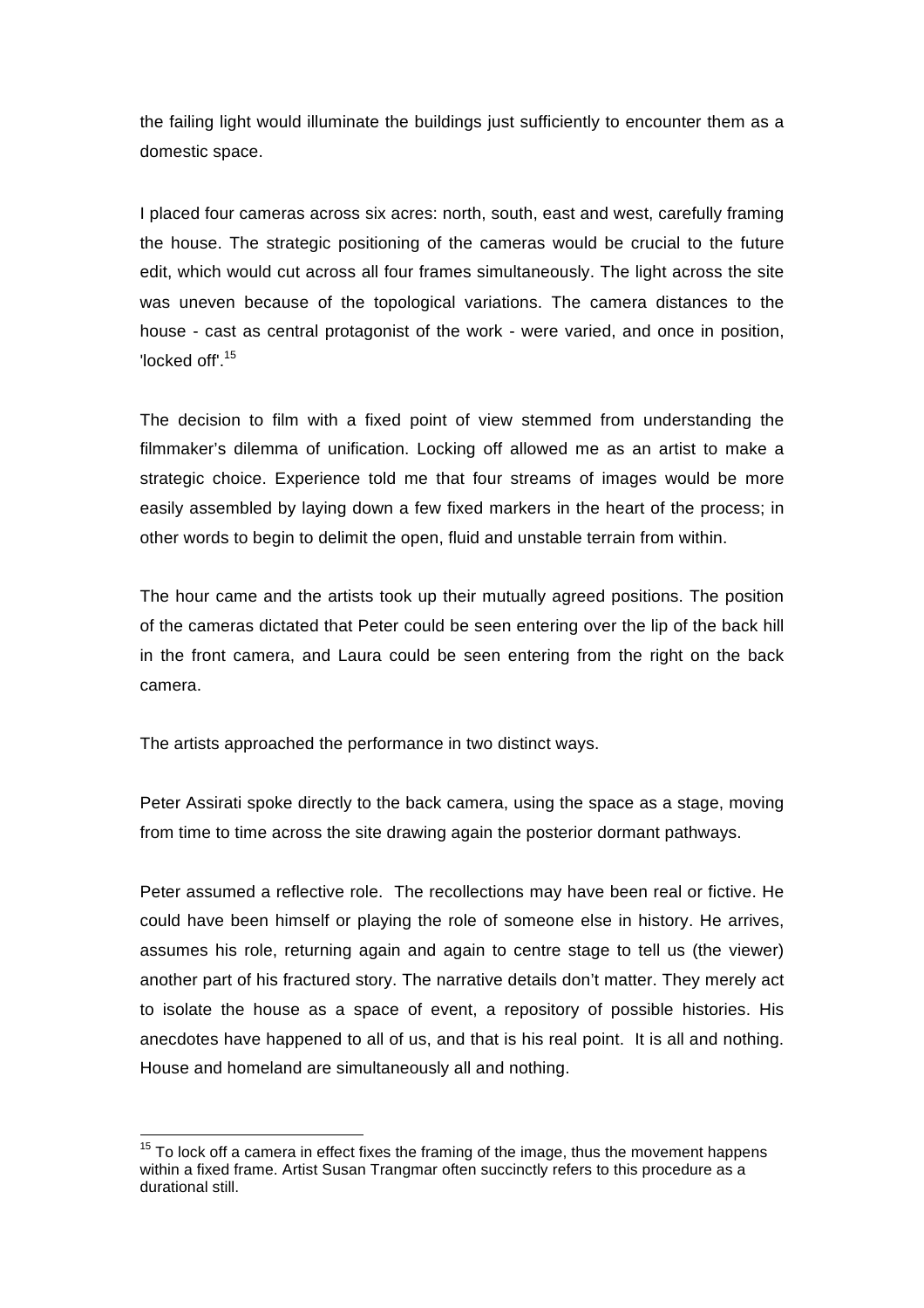the failing light would illuminate the buildings just sufficiently to encounter them as a domestic space.

I placed four cameras across six acres: north, south, east and west, carefully framing the house. The strategic positioning of the cameras would be crucial to the future edit, which would cut across all four frames simultaneously. The light across the site was uneven because of the topological variations. The camera distances to the house - cast as central protagonist of the work - were varied, and once in position, 'locked off'.[15]

The decision to film with a fixed point of view stemmed from understanding the filmmaker's dilemma of unification. Locking off allowed me as an artist to make a strategic choice. Experience told me that four streams of images would be more easily assembled by laying down a few fixed markers in the heart of the process; in other words to begin to delimit the open, fluid and unstable terrain from within.

The hour came and the artists took up their mutually agreed positions. The position of the cameras dictated that Peter could be seen entering over the lip of the back hill in the front camera, and Laura could be seen entering from the right on the back camera.

The artists approached the performance in two distinct ways.

Peter Assirati spoke directly to the back camera, using the space as a stage, moving from time to time across the site drawing again the posterior dormant pathways.

Peter assumed a reflective role. The recollections may have been real or fictive. He could have been himself or playing the role of someone else in history. He arrives, assumes his role, returning again and again to centre stage to tell us (the viewer) another part of his fractured story. The narrative details don't matter. They merely act to isolate the house as a space of event, a repository of possible histories. His anecdotes have happened to all of us, and that is his real point. It is all and nothing. House and homeland are simultaneously all and nothing.

---

[15] To lock off a camera in effect fixes the framing of the image, thus the movement happens within a fixed frame. Artist Susan Trangmar often succinctly refers to this procedure as a durational still.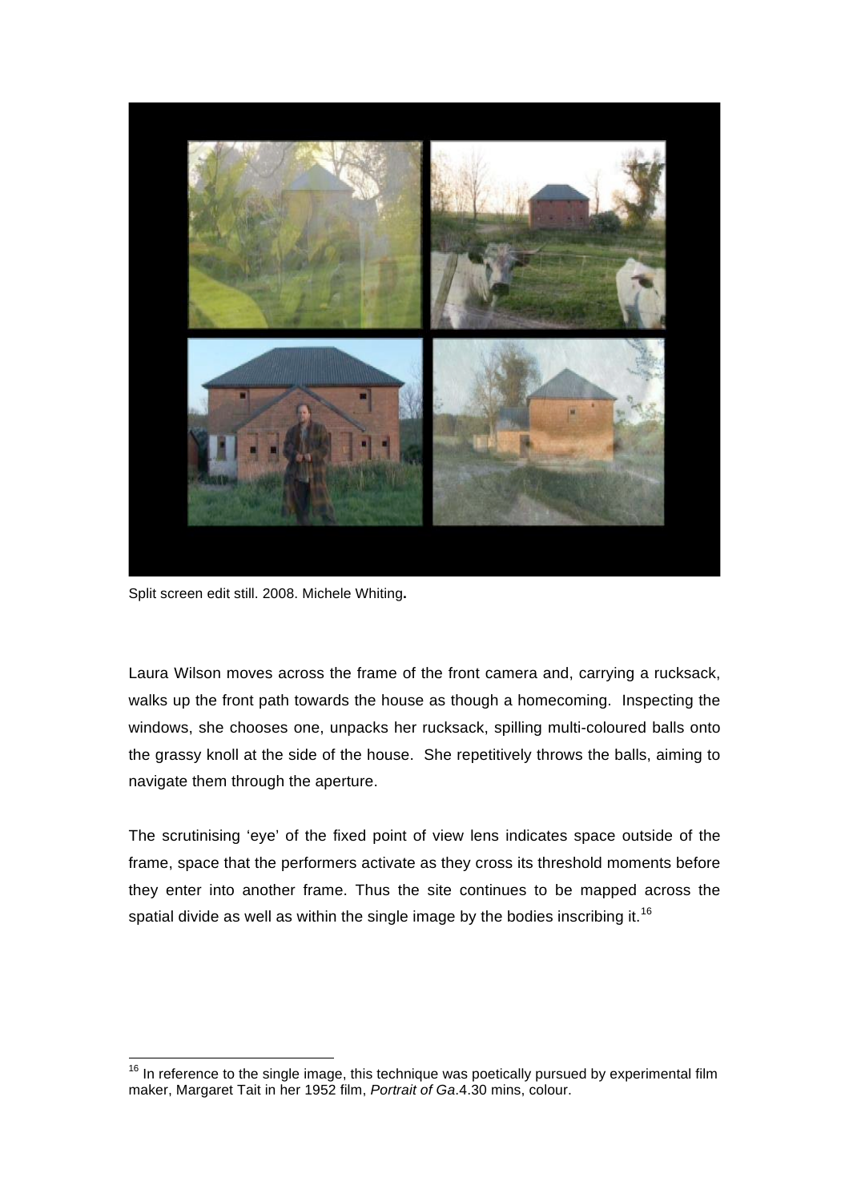Split screen edit still. 2008. Michele Whiting**.**

Laura Wilson moves across the frame of the front camera and, carrying a rucksack, walks up the front path towards the house as though a homecoming. Inspecting the windows, she chooses one, unpacks her rucksack, spilling multi-coloured balls onto the grassy knoll at the side of the house. She repetitively throws the balls, aiming to navigate them through the aperture.

The scrutinising 'eye' of the fixed point of view lens indicates space outside of the frame, space that the performers activate as they cross its threshold moments before they enter into another frame. Thus the site continues to be mapped across the spatial divide as well as within the single image by the bodies inscribing it.[16]

---

[16] In reference to the single image, this technique was poetically pursued by experimental film maker, Margaret Tait in her 1952 film, *Portrait of Ga*.4.30 mins, colour.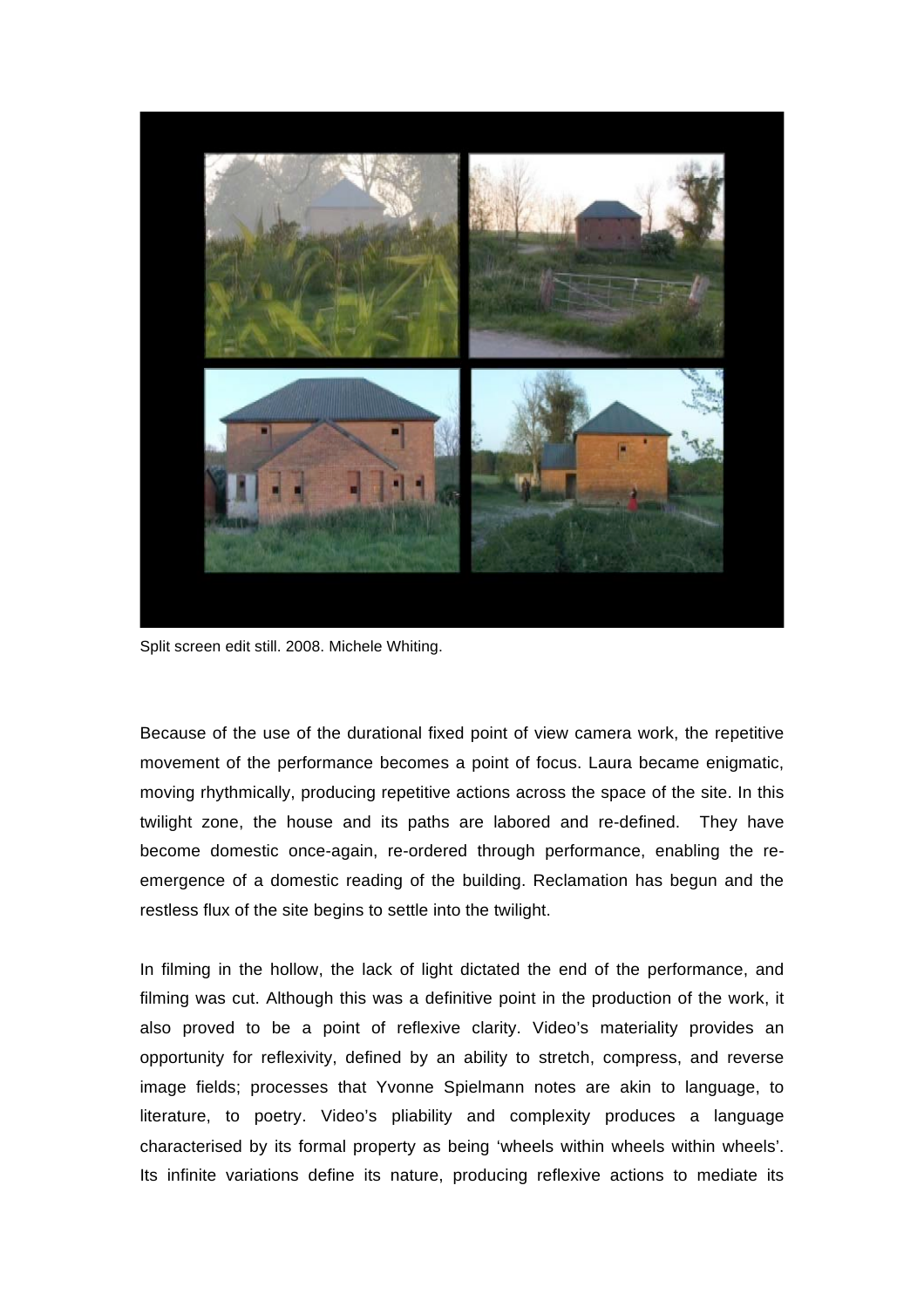Split screen edit still. 2008. Michele Whiting.

Because of the use of the durational fixed point of view camera work, the repetitive movement of the performance becomes a point of focus. Laura became enigmatic, moving rhythmically, producing repetitive actions across the space of the site. In this twilight zone, the house and its paths are labored and re-defined. They have become domestic once-again, re-ordered through performance, enabling the re-emergence of a domestic reading of the building. Reclamation has begun and the restless flux of the site begins to settle into the twilight.

In filming in the hollow, the lack of light dictated the end of the performance, and filming was cut. Although this was a definitive point in the production of the work, it also proved to be a point of reflexive clarity. Video's materiality provides an opportunity for reflexivity, defined by an ability to stretch, compress, and reverse image fields; processes that Yvonne Spielmann notes are akin to language, to literature, to poetry. Video's pliability and complexity produces a language characterised by its formal property as being 'wheels within wheels within wheels'. Its infinite variations define its nature, producing reflexive actions to mediate its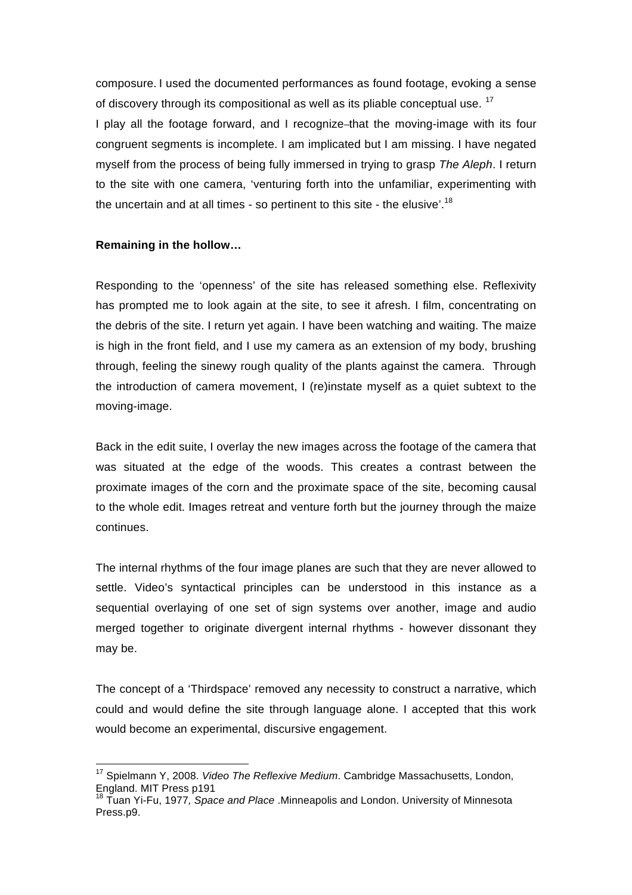composure. I used the documented performances as found footage, evoking a sense of discovery through its compositional as well as its pliable conceptual use. [17]

I play all the footage forward, and I recognize–that the moving-image with its four congruent segments is incomplete. I am implicated but I am missing. I have negated myself from the process of being fully immersed in trying to grasp *The Aleph*. I return to the site with one camera, 'venturing forth into the unfamiliar, experimenting with the uncertain and at all times - so pertinent to this site - the elusive'.[18]

**Remaining in the hollow…**

Responding to the 'openness' of the site has released something else. Reflexivity has prompted me to look again at the site, to see it afresh. I film, concentrating on the debris of the site. I return yet again. I have been watching and waiting. The maize is high in the front field, and I use my camera as an extension of my body, brushing through, feeling the sinewy rough quality of the plants against the camera. Through the introduction of camera movement, I (re)instate myself as a quiet subtext to the moving-image.

Back in the edit suite, I overlay the new images across the footage of the camera that was situated at the edge of the woods. This creates a contrast between the proximate images of the corn and the proximate space of the site, becoming causal to the whole edit. Images retreat and venture forth but the journey through the maize continues.

The internal rhythms of the four image planes are such that they are never allowed to settle. Video's syntactical principles can be understood in this instance as a sequential overlaying of one set of sign systems over another, image and audio merged together to originate divergent internal rhythms - however dissonant they may be.

The concept of a 'Thirdspace' removed any necessity to construct a narrative, which could and would define the site through language alone. I accepted that this work would become an experimental, discursive engagement.

---

[17] Spielmann Y, 2008. *Video The Reflexive Medium*. Cambridge Massachusetts, London, England. MIT Press p191

[18] Tuan Yi-Fu, 1977*, Space and Place* .Minneapolis and London. University of Minnesota Press.p9.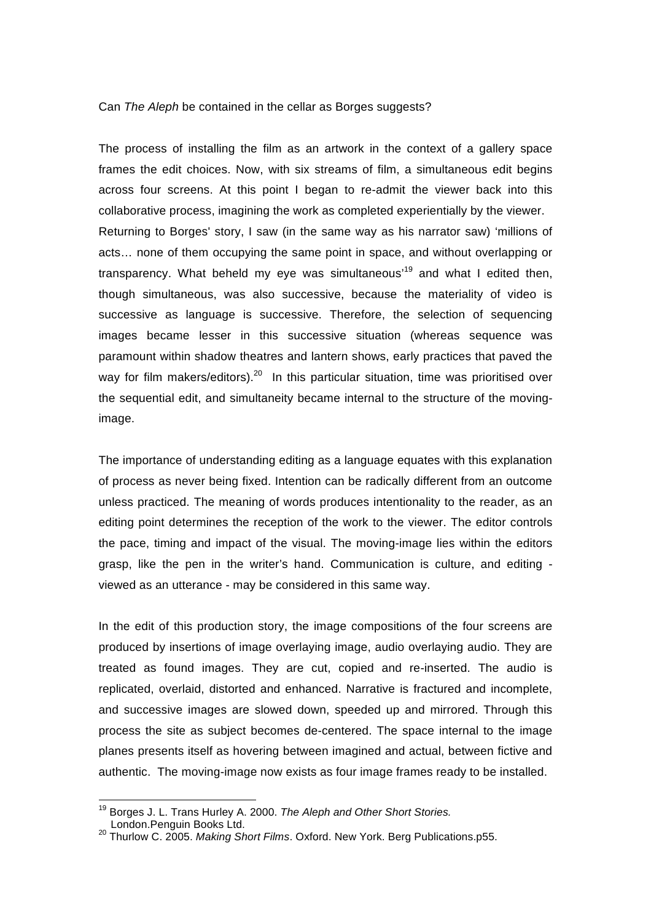Can *The Aleph* be contained in the cellar as Borges suggests?

The process of installing the film as an artwork in the context of a gallery space frames the edit choices. Now, with six streams of film, a simultaneous edit begins across four screens. At this point I began to re-admit the viewer back into this collaborative process, imagining the work as completed experientially by the viewer. Returning to Borges' story, I saw (in the same way as his narrator saw) 'millions of acts… none of them occupying the same point in space, and without overlapping or transparency. What beheld my eye was simultaneous'[19] and what I edited then, though simultaneous, was also successive, because the materiality of video is successive as language is successive. Therefore, the selection of sequencing images became lesser in this successive situation (whereas sequence was paramount within shadow theatres and lantern shows, early practices that paved the way for film makers/editors).[20] In this particular situation, time was prioritised over the sequential edit, and simultaneity became internal to the structure of the moving-image.

The importance of understanding editing as a language equates with this explanation of process as never being fixed. Intention can be radically different from an outcome unless practiced. The meaning of words produces intentionality to the reader, as an editing point determines the reception of the work to the viewer. The editor controls the pace, timing and impact of the visual. The moving-image lies within the editors grasp, like the pen in the writer's hand. Communication is culture, and editing - viewed as an utterance - may be considered in this same way.

In the edit of this production story, the image compositions of the four screens are produced by insertions of image overlaying image, audio overlaying audio. They are treated as found images. They are cut, copied and re-inserted. The audio is replicated, overlaid, distorted and enhanced. Narrative is fractured and incomplete, and successive images are slowed down, speeded up and mirrored. Through this process the site as subject becomes de-centered. The space internal to the image planes presents itself as hovering between imagined and actual, between fictive and authentic. The moving-image now exists as four image frames ready to be installed.

---

[19] Borges J. L. Trans Hurley A. 2000. *The Aleph and Other Short Stories.* London.Penguin Books Ltd.

[20] Thurlow C. 2005. *Making Short Films*. Oxford. New York. Berg Publications.p55.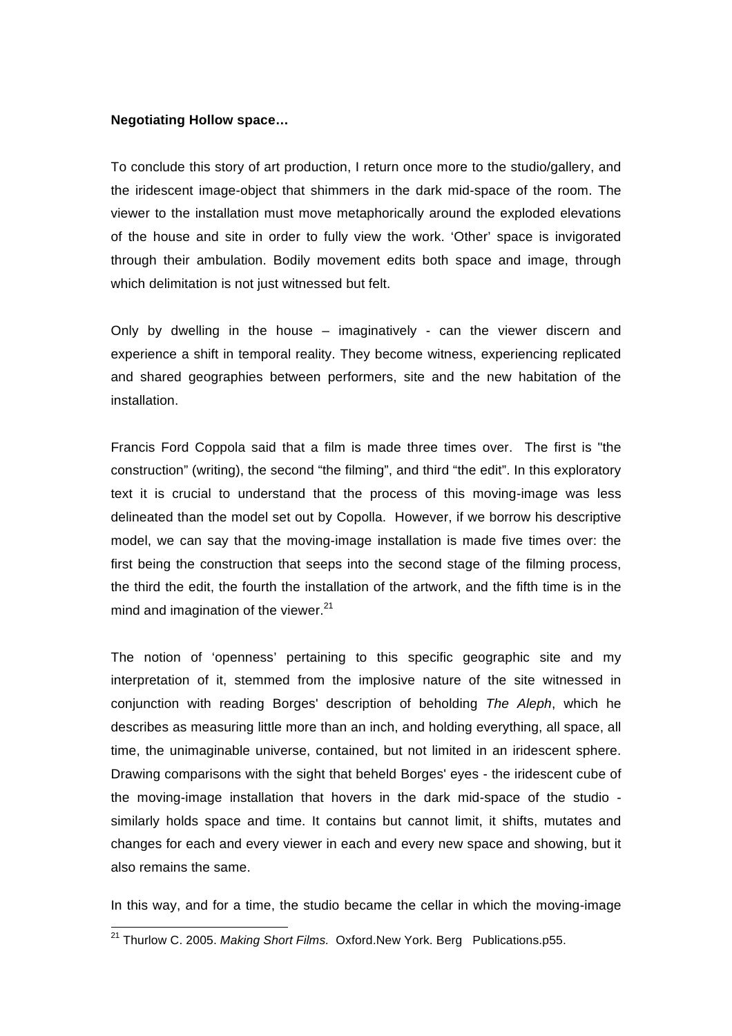**Negotiating Hollow space…**

To conclude this story of art production, I return once more to the studio/gallery, and the iridescent image-object that shimmers in the dark mid-space of the room. The viewer to the installation must move metaphorically around the exploded elevations of the house and site in order to fully view the work. 'Other' space is invigorated through their ambulation. Bodily movement edits both space and image, through which delimitation is not just witnessed but felt.

Only by dwelling in the house – imaginatively - can the viewer discern and experience a shift in temporal reality. They become witness, experiencing replicated and shared geographies between performers, site and the new habitation of the installation.

Francis Ford Coppola said that a film is made three times over. The first is "the construction" (writing), the second "the filming", and third "the edit". In this exploratory text it is crucial to understand that the process of this moving-image was less delineated than the model set out by Copolla. However, if we borrow his descriptive model, we can say that the moving-image installation is made five times over: the first being the construction that seeps into the second stage of the filming process, the third the edit, the fourth the installation of the artwork, and the fifth time is in the mind and imagination of the viewer.[21]

The notion of 'openness' pertaining to this specific geographic site and my interpretation of it, stemmed from the implosive nature of the site witnessed in conjunction with reading Borges' description of beholding *The Aleph*, which he describes as measuring little more than an inch, and holding everything, all space, all time, the unimaginable universe, contained, but not limited in an iridescent sphere. Drawing comparisons with the sight that beheld Borges' eyes - the iridescent cube of the moving-image installation that hovers in the dark mid-space of the studio - similarly holds space and time. It contains but cannot limit, it shifts, mutates and changes for each and every viewer in each and every new space and showing, but it also remains the same.

In this way, and for a time, the studio became the cellar in which the moving-image

---

[21] Thurlow C. 2005. *Making Short Films.* Oxford.New York. Berg Publications.p55.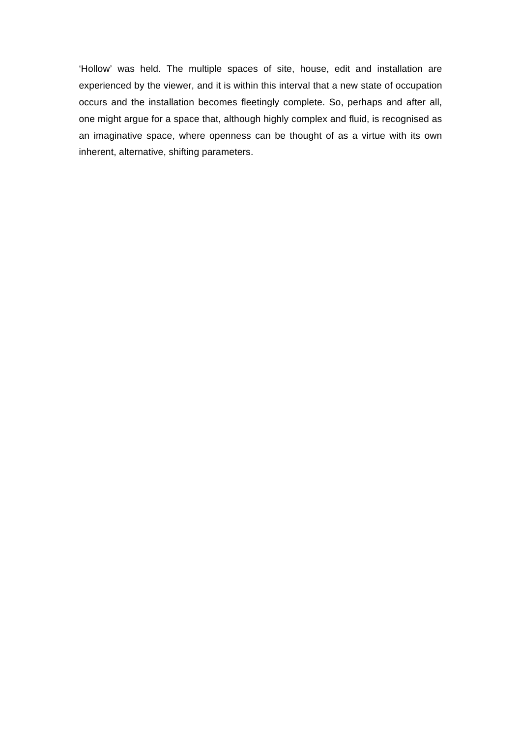'Hollow' was held. The multiple spaces of site, house, edit and installation are experienced by the viewer, and it is within this interval that a new state of occupation occurs and the installation becomes fleetingly complete. So, perhaps and after all, one might argue for a space that, although highly complex and fluid, is recognised as an imaginative space, where openness can be thought of as a virtue with its own inherent, alternative, shifting parameters.